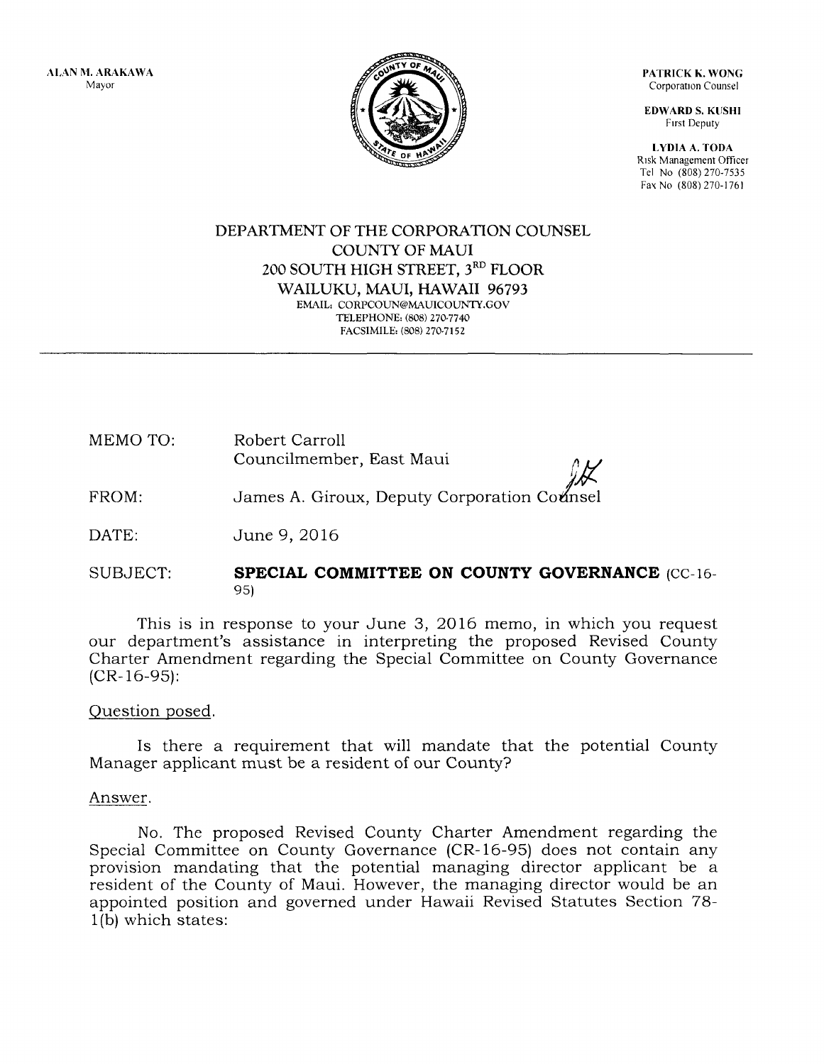ALAN M. ARAKAWA
Mayor

PATRICK K. WONG
Corporation Counsel

EDWARD S. KUSHI
First Deputy

LYDIA A. TODA
Risk Management Officer
Tel No (808) 270-7535
Fax No (808) 270-1761

# DEPARTMENT OF THE CORPORATION COUNSEL
## COUNTY OF MAUI
## 200 SOUTH HIGH STREET, 3RD FLOOR
## WAILUKU, MAUI, HAWAII 96793

EMAIL: CORPCOUN@MAUICOUNTY.GOV
TELEPHONE: (808) 270-7740
FACSIMILE: (808) 270-7152

---

MEMO TO: Robert Carroll
Councilmember, East Maui

FROM: James A. Giroux, Deputy Corporation Counsel

DATE: June 9, 2016

SUBJECT: **SPECIAL COMMITTEE ON COUNTY GOVERNANCE** (CC-16-95)

This is in response to your June 3, 2016 memo, in which you request our department's assistance in interpreting the proposed Revised County Charter Amendment regarding the Special Committee on County Governance (CR-16-95):

Question posed.

Is there a requirement that will mandate that the potential County Manager applicant must be a resident of our County?

Answer.

No. The proposed Revised County Charter Amendment regarding the Special Committee on County Governance (CR-16-95) does not contain any provision mandating that the potential managing director applicant be a resident of the County of Maui. However, the managing director would be an appointed position and governed under Hawaii Revised Statutes Section 78-1(b) which states: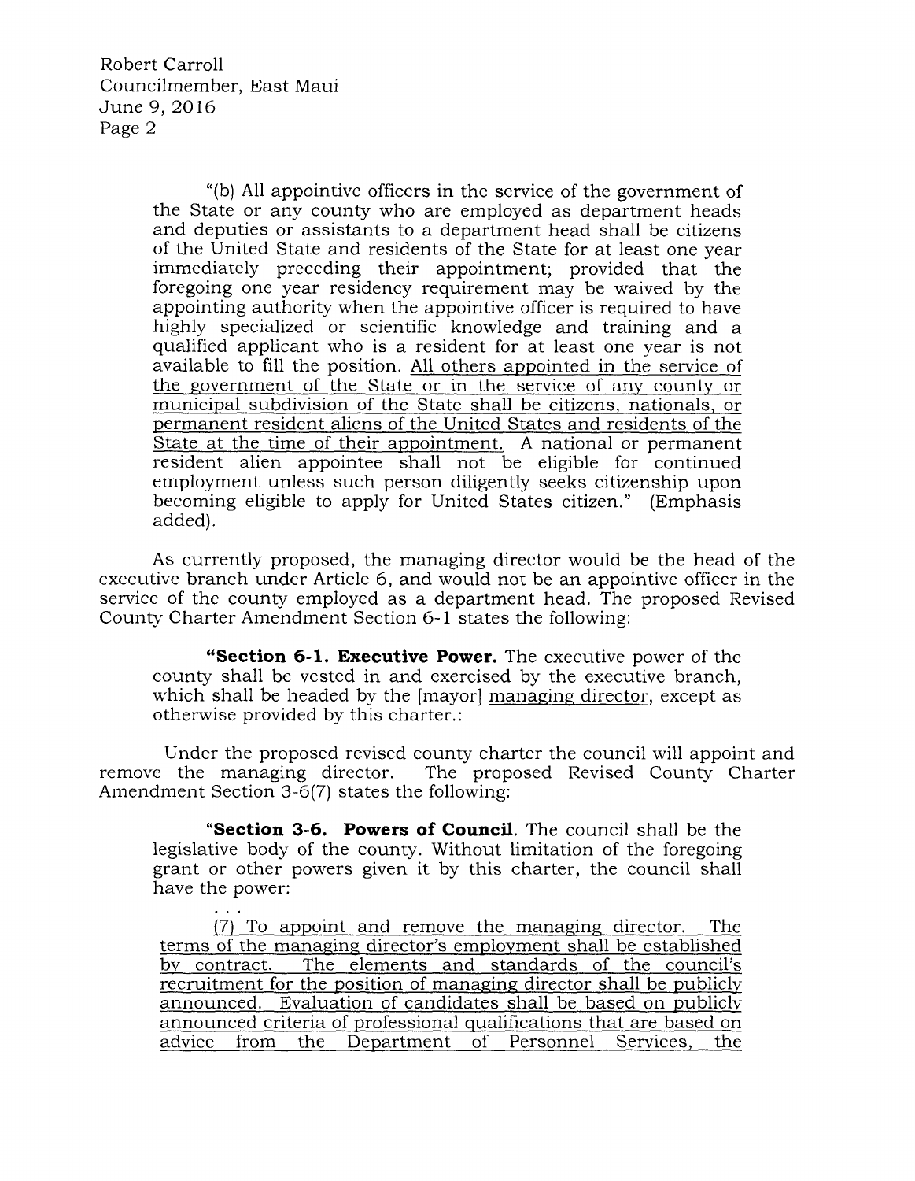"(b) All appointive officers in the service of the government of the State or any county who are employed as department heads and deputies or assistants to a department head shall be citizens of the United State and residents of the State for at least one year immediately preceding their appointment; provided that the foregoing one year residency requirement may be waived by the appointing authority when the appointive officer is required to have highly specialized or scientific knowledge and training and a qualified applicant who is a resident for at least one year is not available to fill the position. <u>All others appointed in the service of the government of the State or in the service of any county or municipal subdivision of the State shall be citizens, nationals, or permanent resident aliens of the United States and residents of the State at the time of their appointment.</u> A national or permanent resident alien appointee shall not be eligible for continued employment unless such person diligently seeks citizenship upon becoming eligible to apply for United States citizen." (Emphasis added).

As currently proposed, the managing director would be the head of the executive branch under Article 6, and would not be an appointive officer in the service of the county employed as a department head. The proposed Revised County Charter Amendment Section 6-1 states the following:

> **"Section 6-1. Executive Power.** The executive power of the county shall be vested in and exercised by the executive branch, which shall be headed by the [mayor] <u>managing director</u>, except as otherwise provided by this charter.:

Under the proposed revised county charter the council will appoint and remove the managing director. The proposed Revised County Charter Amendment Section 3-6(7) states the following:

> **"Section 3-6. Powers of Council.** The council shall be the legislative body of the county. Without limitation of the foregoing grant or other powers given it by this charter, the council shall have the power:
>
> ...
>
> <u>(7) To appoint and remove the managing director. The terms of the managing director's employment shall be established by contract. The elements and standards of the council's recruitment for the position of managing director shall be publicly announced. Evaluation of candidates shall be based on publicly announced criteria of professional qualifications that are based on advice from the Department of Personnel Services, the</u>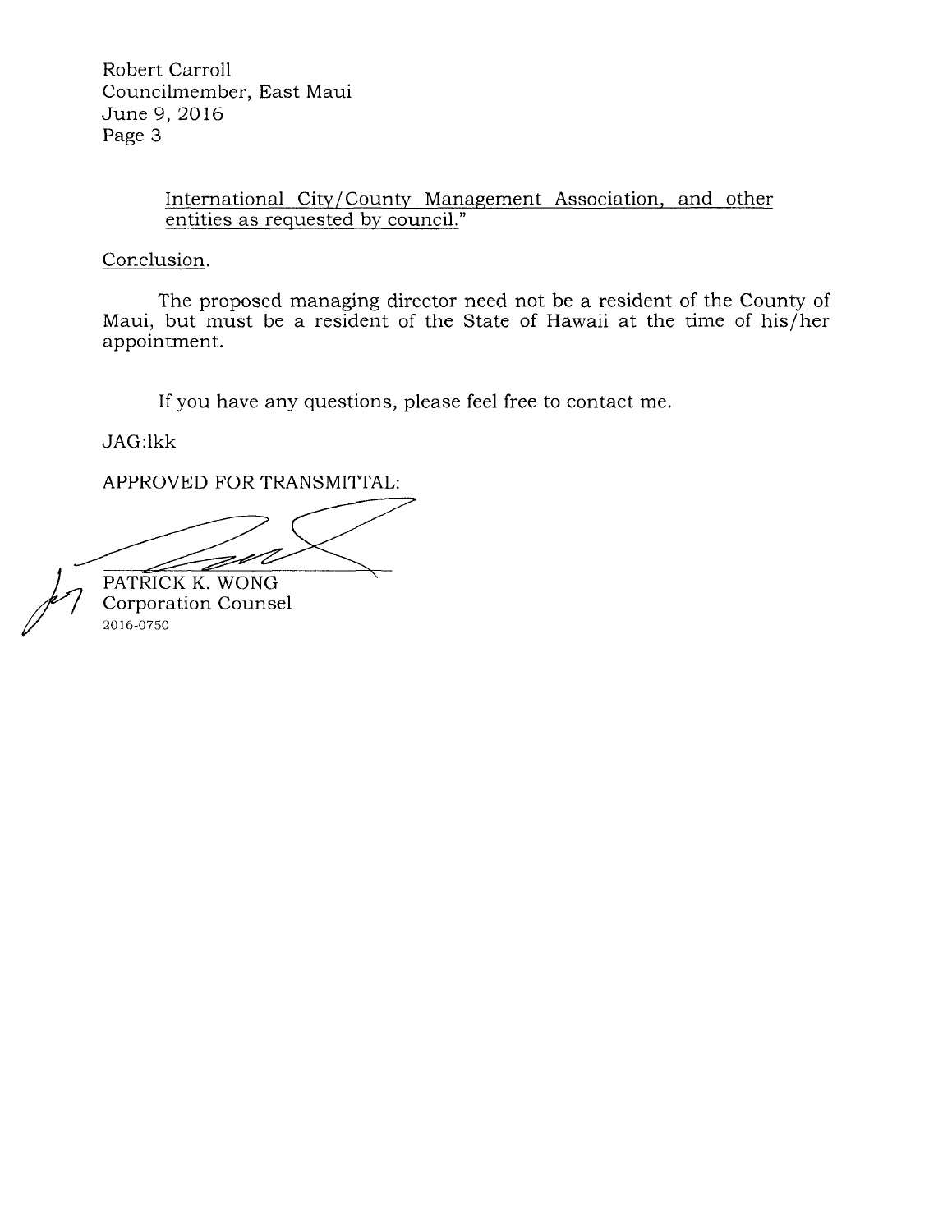International City/County Management Association, and other entities as requested by council."

Conclusion.

The proposed managing director need not be a resident of the County of Maui, but must be a resident of the State of Hawaii at the time of his/her appointment.

If you have any questions, please feel free to contact me.

JAG:lkk

APPROVED FOR TRANSMITTAL:

PATRICK K. WONG
Corporation Counsel
2016-0750